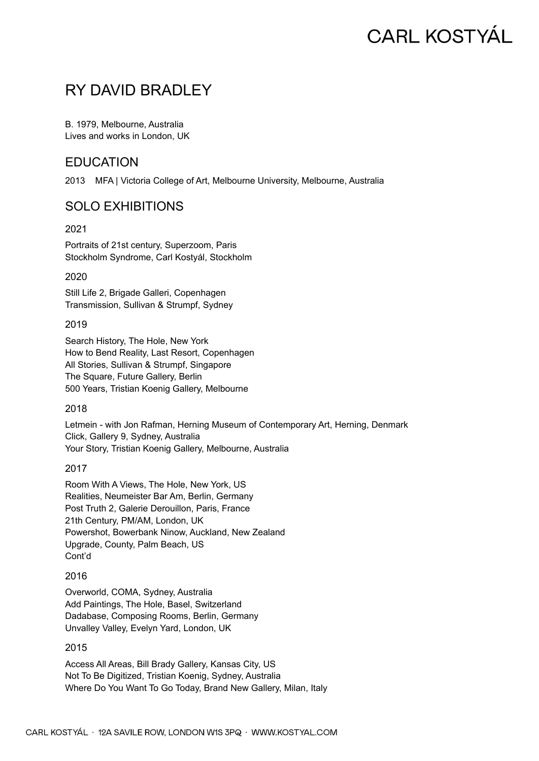# RY DAVID BRADLEY

B. 1979, Melbourne, Australia
Lives and works in London, UK

## EDUCATION

2013 MFA | Victoria College of Art, Melbourne University, Melbourne, Australia

## SOLO EXHIBITIONS

2021

Portraits of 21st century, Superzoom, Paris
Stockholm Syndrome, Carl Kostyál, Stockholm

2020

Still Life 2, Brigade Galleri, Copenhagen
Transmission, Sullivan & Strumpf, Sydney

2019

Search History, The Hole, New York
How to Bend Reality, Last Resort, Copenhagen
All Stories, Sullivan & Strumpf, Singapore
The Square, Future Gallery, Berlin
500 Years, Tristian Koenig Gallery, Melbourne

2018

Letmein - with Jon Rafman, Herning Museum of Contemporary Art, Herning, Denmark
Click, Gallery 9, Sydney, Australia
Your Story, Tristian Koenig Gallery, Melbourne, Australia

2017

Room With A Views, The Hole, New York, US
Realities, Neumeister Bar Am, Berlin, Germany
Post Truth 2, Galerie Derouillon, Paris, France
21th Century, PM/AM, London, UK
Powershot, Bowerbank Ninow, Auckland, New Zealand
Upgrade, County, Palm Beach, US
Cont'd

2016

Overworld, COMA, Sydney, Australia
Add Paintings, The Hole, Basel, Switzerland
Dadabase, Composing Rooms, Berlin, Germany
Unvalley Valley, Evelyn Yard, London, UK

2015

Access All Areas, Bill Brady Gallery, Kansas City, US
Not To Be Digitized, Tristian Koenig, Sydney, Australia
Where Do You Want To Go Today, Brand New Gallery, Milan, Italy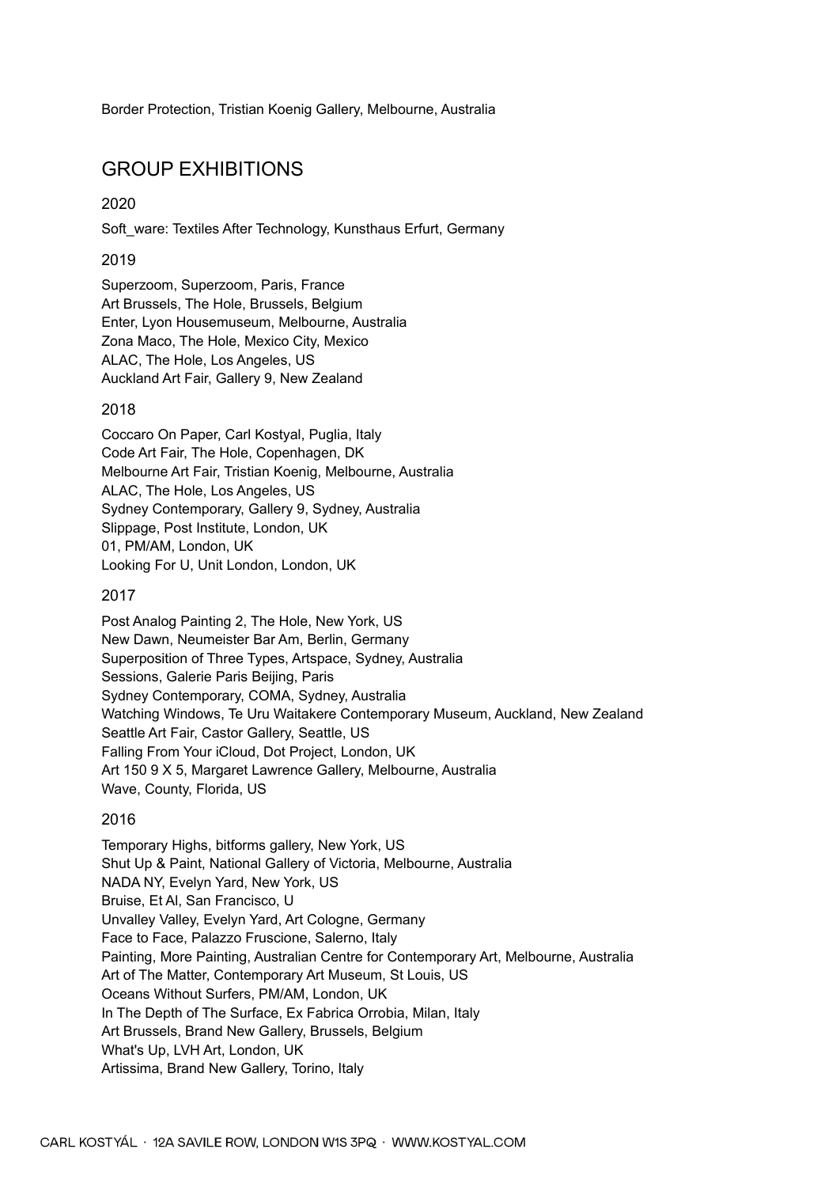Border Protection, Tristian Koenig Gallery, Melbourne, Australia

## GROUP EXHIBITIONS

2020

Soft_ware: Textiles After Technology, Kunsthaus Erfurt, Germany

2019

Superzoom, Superzoom, Paris, France
Art Brussels, The Hole, Brussels, Belgium
Enter, Lyon Housemuseum, Melbourne, Australia
Zona Maco, The Hole, Mexico City, Mexico
ALAC, The Hole, Los Angeles, US
Auckland Art Fair, Gallery 9, New Zealand

2018

Coccaro On Paper, Carl Kostyal, Puglia, Italy
Code Art Fair, The Hole, Copenhagen, DK
Melbourne Art Fair, Tristian Koenig, Melbourne, Australia
ALAC, The Hole, Los Angeles, US
Sydney Contemporary, Gallery 9, Sydney, Australia
Slippage, Post Institute, London, UK
01, PM/AM, London, UK
Looking For U, Unit London, London, UK

2017

Post Analog Painting 2, The Hole, New York, US
New Dawn, Neumeister Bar Am, Berlin, Germany
Superposition of Three Types, Artspace, Sydney, Australia
Sessions, Galerie Paris Beijing, Paris
Sydney Contemporary, COMA, Sydney, Australia
Watching Windows, Te Uru Waitakere Contemporary Museum, Auckland, New Zealand
Seattle Art Fair, Castor Gallery, Seattle, US
Falling From Your iCloud, Dot Project, London, UK
Art 150 9 X 5, Margaret Lawrence Gallery, Melbourne, Australia
Wave, County, Florida, US

2016

Temporary Highs, bitforms gallery, New York, US
Shut Up & Paint, National Gallery of Victoria, Melbourne, Australia
NADA NY, Evelyn Yard, New York, US
Bruise, Et Al, San Francisco, U
Unvalley Valley, Evelyn Yard, Art Cologne, Germany
Face to Face, Palazzo Fruscione, Salerno, Italy
Painting, More Painting, Australian Centre for Contemporary Art, Melbourne, Australia
Art of The Matter, Contemporary Art Museum, St Louis, US
Oceans Without Surfers, PM/AM, London, UK
In The Depth of The Surface, Ex Fabrica Orrobia, Milan, Italy
Art Brussels, Brand New Gallery, Brussels, Belgium
What's Up, LVH Art, London, UK
Artissima, Brand New Gallery, Torino, Italy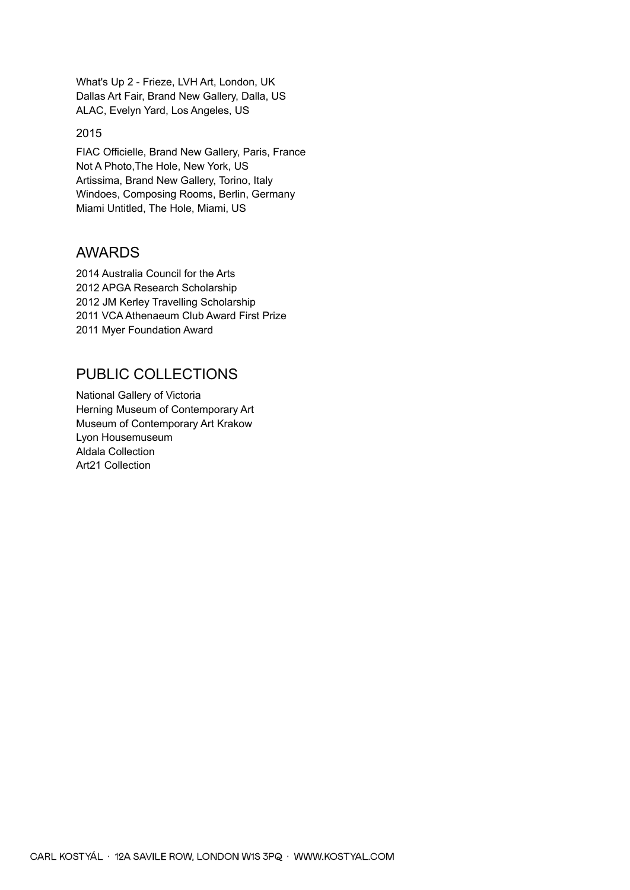What's Up 2 - Frieze, LVH Art, London, UK
Dallas Art Fair, Brand New Gallery, Dalla, US
ALAC, Evelyn Yard, Los Angeles, US

2015

FIAC Officielle, Brand New Gallery, Paris, France
Not A Photo,The Hole, New York, US
Artissima, Brand New Gallery, Torino, Italy
Windoes, Composing Rooms, Berlin, Germany
Miami Untitled, The Hole, Miami, US

## AWARDS

2014 Australia Council for the Arts
2012 APGA Research Scholarship
2012 JM Kerley Travelling Scholarship
2011 VCA Athenaeum Club Award First Prize
2011 Myer Foundation Award

## PUBLIC COLLECTIONS

National Gallery of Victoria
Herning Museum of Contemporary Art
Museum of Contemporary Art Krakow
Lyon Housemuseum
Aldala Collection
Art21 Collection